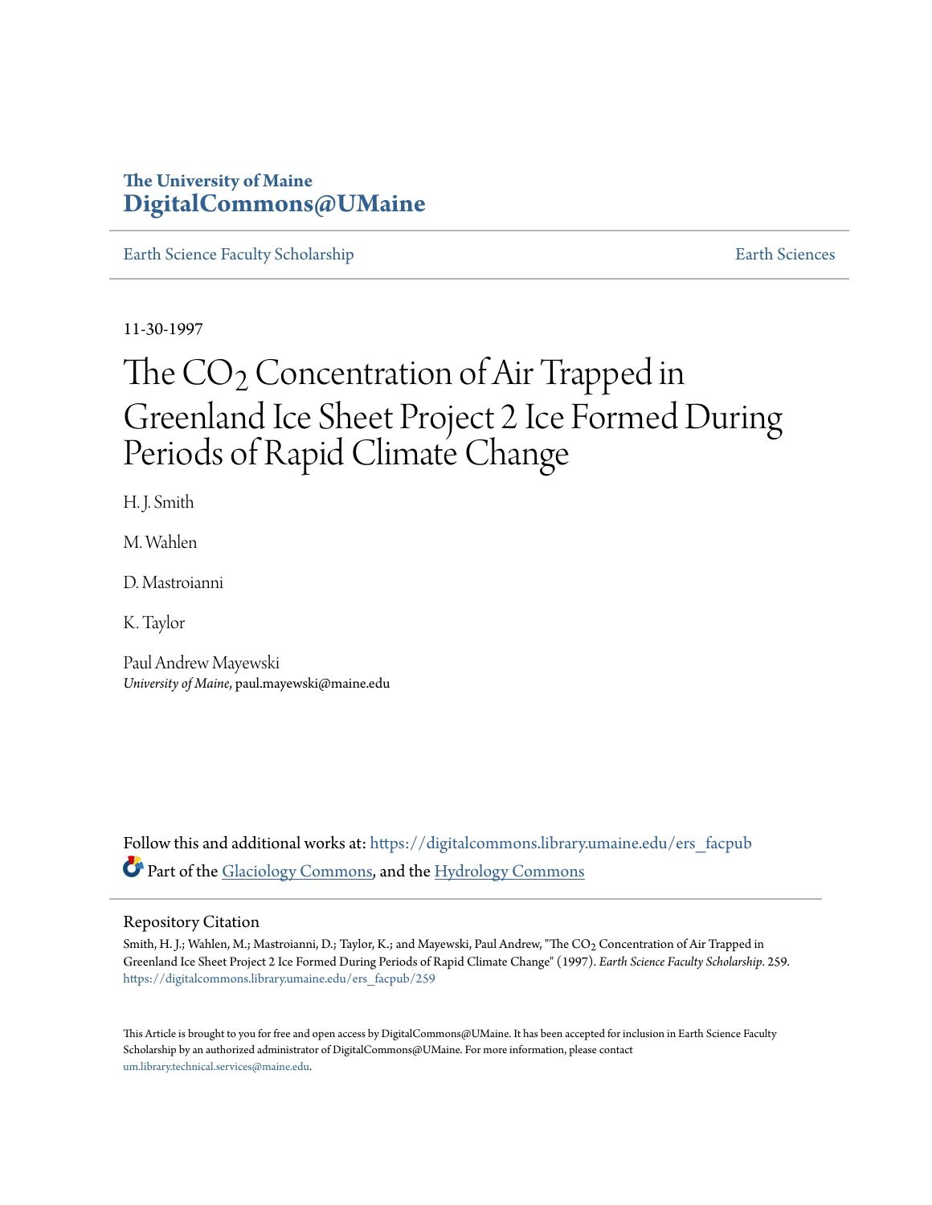**The University of Maine**
**DigitalCommons@UMaine**

Earth Science Faculty Scholarship | Earth Sciences

11-30-1997

# The $CO_2$ Concentration of Air Trapped in Greenland Ice Sheet Project 2 Ice Formed During Periods of Rapid Climate Change

H. J. Smith

M. Wahlen

D. Mastroianni

K. Taylor

Paul Andrew Mayewski
*University of Maine*, paul.mayewski@maine.edu

Follow this and additional works at: https://digitalcommons.library.umaine.edu/ers_facpub

Part of the Glaciology Commons, and the Hydrology Commons

## Repository Citation

Smith, H. J.; Wahlen, M.; Mastroianni, D.; Taylor, K.; and Mayewski, Paul Andrew, "The $CO_2$ Concentration of Air Trapped in Greenland Ice Sheet Project 2 Ice Formed During Periods of Rapid Climate Change" (1997). *Earth Science Faculty Scholarship*. 259.
https://digitalcommons.library.umaine.edu/ers_facpub/259

This Article is brought to you for free and open access by DigitalCommons@UMaine. It has been accepted for inclusion in Earth Science Faculty Scholarship by an authorized administrator of DigitalCommons@UMaine. For more information, please contact um.library.technical.services@maine.edu.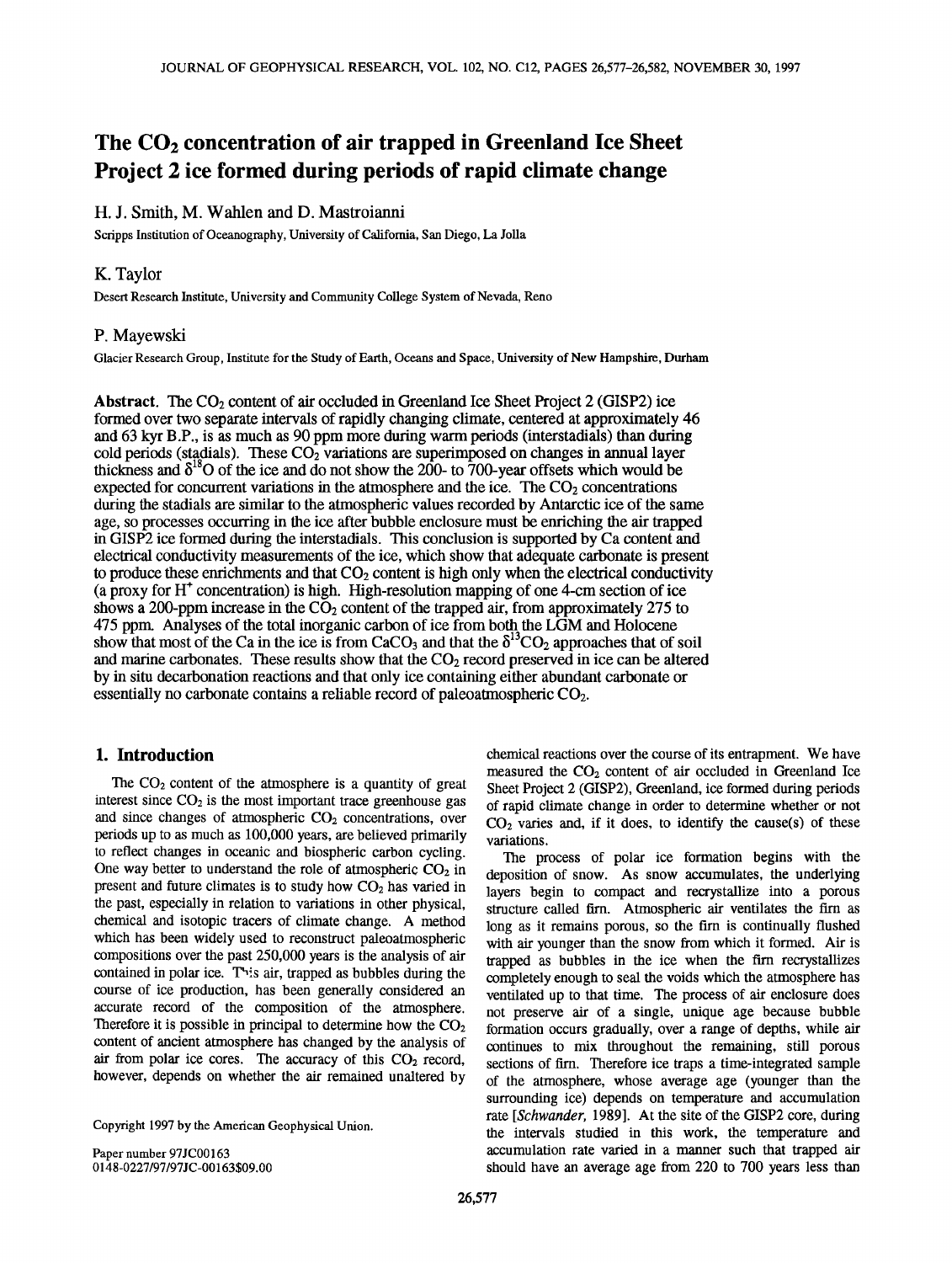# The $CO_2$ concentration of air trapped in Greenland Ice Sheet Project 2 ice formed during periods of rapid climate change

H. J. Smith, M. Wahlen and D. Mastroianni

Scripps Institution of Oceanography, University of California, San Diego, La Jolla

K. Taylor

Desert Research Institute, University and Community College System of Nevada, Reno

P. Mayewski

Glacier Research Group, Institute for the Study of Earth, Oceans and Space, University of New Hampshire, Durham

**Abstract.** The $CO_2$ content of air occluded in Greenland Ice Sheet Project 2 (GISP2) ice formed over two separate intervals of rapidly changing climate, centered at approximately 46 and 63 kyr B.P., is as much as 90 ppm more during warm periods (interstadials) than during cold periods (stadials). These $CO_2$ variations are superimposed on changes in annual layer thickness and $\delta^{18}O$ of the ice and do not show the 200- to 700-year offsets which would be expected for concurrent variations in the atmosphere and the ice. The $CO_2$ concentrations during the stadials are similar to the atmospheric values recorded by Antarctic ice of the same age, so processes occurring in the ice after bubble enclosure must be enriching the air trapped in GISP2 ice formed during the interstadials. This conclusion is supported by Ca content and electrical conductivity measurements of the ice, which show that adequate carbonate is present to produce these enrichments and that $CO_2$ content is high only when the electrical conductivity (a proxy for $H^+$ concentration) is high. High-resolution mapping of one 4-cm section of ice shows a 200-ppm increase in the $CO_2$ content of the trapped air, from approximately 275 to 475 ppm. Analyses of the total inorganic carbon of ice from both the LGM and Holocene show that most of the Ca in the ice is from $CaCO_3$ and that the $\delta^{13}CO_2$ approaches that of soil and marine carbonates. These results show that the $CO_2$ record preserved in ice can be altered by in situ decarbonation reactions and that only ice containing either abundant carbonate or essentially no carbonate contains a reliable record of paleoatmospheric $CO_2$.

## 1. Introduction

The $CO_2$ content of the atmosphere is a quantity of great interest since $CO_2$ is the most important trace greenhouse gas and since changes of atmospheric $CO_2$ concentrations, over periods up to as much as 100,000 years, are believed primarily to reflect changes in oceanic and biospheric carbon cycling. One way better to understand the role of atmospheric $CO_2$ in present and future climates is to study how $CO_2$ has varied in the past, especially in relation to variations in other physical, chemical and isotopic tracers of climate change. A method which has been widely used to reconstruct paleoatmospheric compositions over the past 250,000 years is the analysis of air contained in polar ice. This air, trapped as bubbles during the course of ice production, has been generally considered an accurate record of the composition of the atmosphere. Therefore it is possible in principle to determine how the $CO_2$ content of ancient atmosphere has changed by the analysis of air from polar ice cores. The accuracy of this $CO_2$ record, however, depends on whether the air remained unaltered by chemical reactions over the course of its entrapment. We have measured the $CO_2$ content of air occluded in Greenland Ice Sheet Project 2 (GISP2), Greenland, ice formed during periods of rapid climate change in order to determine whether or not $CO_2$ varies and, if it does, to identify the cause(s) of these variations.

The process of polar ice formation begins with the deposition of snow. As snow accumulates, the underlying layers begin to compact and recrystallize into a porous structure called firn. Atmospheric air ventilates the firn as long as it remains porous, so the firn is continually flushed with air younger than the snow from which it formed. Air is trapped as bubbles in the ice when the firn recrystallizes completely enough to seal the voids which the atmosphere has ventilated up to that time. The process of air enclosure does not preserve air of a single, unique age because bubble formation occurs gradually, over a range of depths, while air continues to mix throughout the remaining, still porous sections of firn. Therefore ice traps a time-integrated sample of the atmosphere, whose average age (younger than the surrounding ice) depends on temperature and accumulation rate [*Schwander*, 1989]. At the site of the GISP2 core, during the intervals studied in this work, the temperature and accumulation rate varied in a manner such that trapped air should have an average age from 220 to 700 years less than

Copyright 1997 by the American Geophysical Union.

Paper number 97JC00163
0148-0227/97/97JC-00163$09.00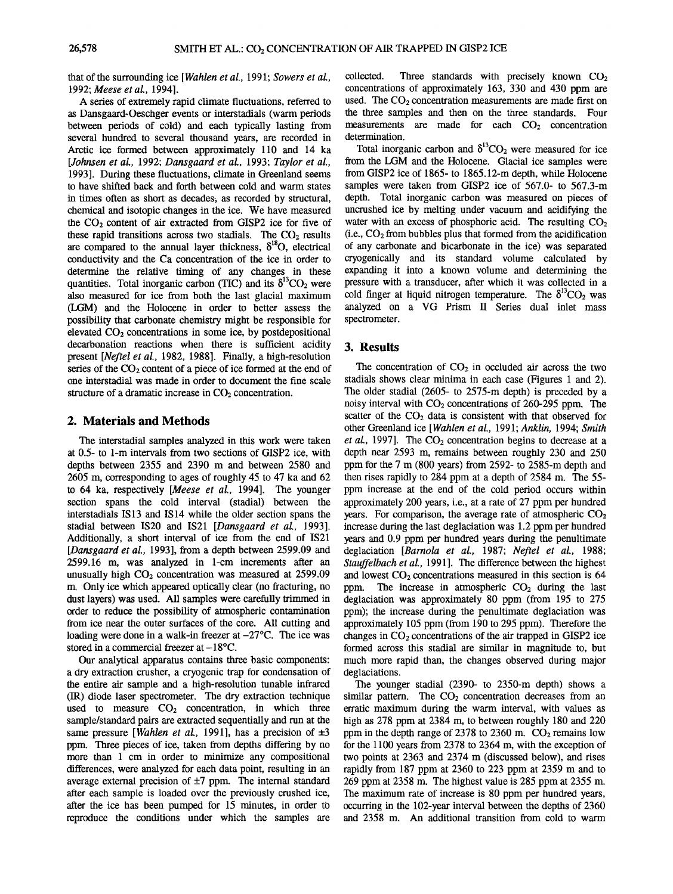that of the surrounding ice [*Wahlen et al.*, 1991; *Sowers et al.*, 1992; *Meese et al.*, 1994].

A series of extremely rapid climate fluctuations, referred to as Dansgaard-Oeschger events or interstadials (warm periods between periods of cold) and each typically lasting from several hundred to several thousand years, are recorded in Arctic ice formed between approximately 110 and 14 ka [*Johnsen et al.*, 1992; *Dansgaard et al.*, 1993; *Taylor et al.*, 1993]. During these fluctuations, climate in Greenland seems to have shifted back and forth between cold and warm states in times often as short as decades, as recorded by structural, chemical and isotopic changes in the ice. We have measured the $CO_2$ content of air extracted from GISP2 ice for five of these rapid transitions across two stadials. The $CO_2$ results are compared to the annual layer thickness, $\delta^{18}O$, electrical conductivity and the Ca concentration of the ice in order to determine the relative timing of any changes in these quantities. Total inorganic carbon (TIC) and its $\delta^{13}CO_2$ were also measured for ice from both the last glacial maximum (LGM) and the Holocene in order to better assess the possibility that carbonate chemistry might be responsible for elevated $CO_2$ concentrations in some ice, by postdepositional decarbonation reactions when there is sufficient acidity present [*Neftel et al.*, 1982, 1988]. Finally, a high-resolution series of the $CO_2$ content of a piece of ice formed at the end of one interstadial was made in order to document the fine scale structure of a dramatic increase in $CO_2$ concentration.

## 2. Materials and Methods

The interstadial samples analyzed in this work were taken at 0.5- to 1-m intervals from two sections of GISP2 ice, with depths between 2355 and 2390 m and between 2580 and 2605 m, corresponding to ages of roughly 45 to 47 ka and 62 to 64 ka, respectively [*Meese et al.*, 1994]. The younger section spans the cold interval (stadial) between the interstadials IS13 and IS14 while the older section spans the stadial between IS20 and IS21 [*Dansgaard et al.*, 1993]. Additionally, a short interval of ice from the end of IS21 [*Dansgaard et al.*, 1993], from a depth between 2599.09 and 2599.16 m, was analyzed in 1-cm increments after an unusually high $CO_2$ concentration was measured at 2599.09 m. Only ice which appeared optically clear (no fracturing, no dust layers) was used. All samples were carefully trimmed in order to reduce the possibility of atmospheric contamination from ice near the outer surfaces of the core. All cutting and loading were done in a walk-in freezer at –27°C. The ice was stored in a commercial freezer at –18°C.

Our analytical apparatus contains three basic components: a dry extraction crusher, a cryogenic trap for condensation of the entire air sample and a high-resolution tunable infrared (IR) diode laser spectrometer. The dry extraction technique used to measure $CO_2$ concentration, in which three sample/standard pairs are extracted sequentially and run at the same pressure [*Wahlen et al.*, 1991], has a precision of ±3 ppm. Three pieces of ice, taken from depths differing by no more than 1 cm in order to minimize any compositional differences, were analyzed for each data point, resulting in an average external precision of ±7 ppm. The internal standard after each sample is loaded over the previously crushed ice, after the ice has been pumped for 15 minutes, in order to reproduce the conditions under which the samples are collected. Three standards with precisely known $CO_2$ concentrations of approximately 163, 330 and 430 ppm are used. The $CO_2$ concentration measurements are made first on the three samples and then on the three standards. Four measurements are made for each $CO_2$ concentration determination.

Total inorganic carbon and $\delta^{13}CO_2$ were measured for ice from the LGM and the Holocene. Glacial ice samples were from GISP2 ice of 1865- to 1865.12-m depth, while Holocene samples were taken from GISP2 ice of 567.0- to 567.3-m depth. Total inorganic carbon was measured on pieces of uncrushed ice by melting under vacuum and acidifying the water with an excess of phosphoric acid. The resulting $CO_2$ (i.e., $CO_2$ from bubbles plus that formed from the acidification of any carbonate and bicarbonate in the ice) was separated cryogenically and its standard volume calculated by expanding it into a known volume and determining the pressure with a transducer, after which it was collected in a cold finger at liquid nitrogen temperature. The $\delta^{13}CO_2$ was analyzed on a VG Prism II Series dual inlet mass spectrometer.

## 3. Results

The concentration of $CO_2$ in occluded air across the two stadials shows clear minima in each case (Figures 1 and 2). The older stadial (2605- to 2575-m depth) is preceded by a noisy interval with $CO_2$ concentrations of 260-295 ppm. The scatter of the $CO_2$ data is consistent with that observed for other Greenland ice [*Wahlen et al.*, 1991; *Anklin*, 1994; *Smith et al.*, 1997]. The $CO_2$ concentration begins to decrease at a depth near 2593 m, remains between roughly 230 and 250 ppm for the 7 m (800 years) from 2592- to 2585-m depth and then rises rapidly to 284 ppm at a depth of 2584 m. The 55-ppm increase at the end of the cold period occurs within approximately 200 years, i.e., at a rate of 27 ppm per hundred years. For comparison, the average rate of atmospheric $CO_2$ increase during the last deglaciation was 1.2 ppm per hundred years and 0.9 ppm per hundred years during the penultimate deglaciation [*Barnola et al.*, 1987; *Neftel et al.*, 1988; *Stauffelbach et al.*, 1991]. The difference between the highest and lowest $CO_2$ concentrations measured in this section is 64 ppm. The increase in atmospheric $CO_2$ during the last deglaciation was approximately 80 ppm (from 195 to 275 ppm); the increase during the penultimate deglaciation was approximately 105 ppm (from 190 to 295 ppm). Therefore the changes in $CO_2$ concentrations of the air trapped in GISP2 ice formed across this stadial are similar in magnitude to, but much more rapid than, the changes observed during major deglaciations.

The younger stadial (2390- to 2350-m depth) shows a similar pattern. The $CO_2$ concentration decreases from an erratic maximum during the warm interval, with values as high as 278 ppm at 2384 m, to between roughly 180 and 220 ppm in the depth range of 2378 to 2360 m. $CO_2$ remains low for the 1100 years from 2378 to 2364 m, with the exception of two points at 2363 and 2374 m (discussed below), and rises rapidly from 187 ppm at 2360 to 223 ppm at 2359 m and to 269 ppm at 2358 m. The highest value is 285 ppm at 2355 m. The maximum rate of increase is 80 ppm per hundred years, occurring in the 102-year interval between the depths of 2360 and 2358 m. An additional transition from cold to warm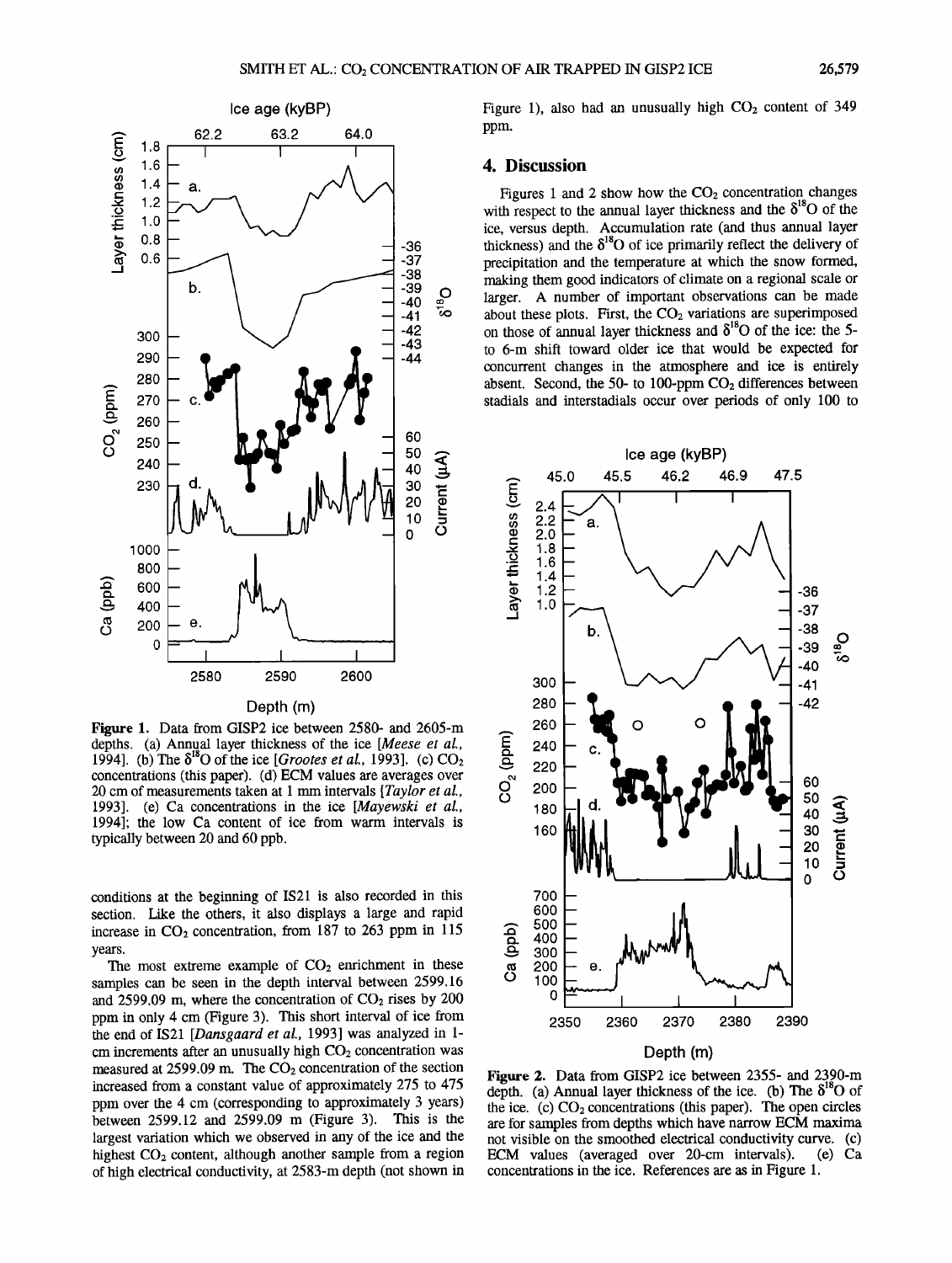Figure 1. Data from GISP2 ice between 2580- and 2605-m depths. (a) Annual layer thickness of the ice [*Meese et al.*, 1994]. (b) The $\delta^{18}O$ of the ice [*Grootes et al.*, 1993]. (c) $CO_2$ concentrations (this paper). (d) ECM values are averages over 20 cm of measurements taken at 1 mm intervals [*Taylor et al.*, 1993]. (e) Ca concentrations in the ice [*Mayewski et al.*, 1994]; the low Ca content of ice from warm intervals is typically between 20 and 60 ppb.

conditions at the beginning of IS21 is also recorded in this section. Like the others, it also displays a large and rapid increase in $CO_2$ concentration, from 187 to 263 ppm in 115 years.

The most extreme example of $CO_2$ enrichment in these samples can be seen in the depth interval between 2599.16 and 2599.09 m, where the concentration of $CO_2$ rises by 200 ppm in only 4 cm (Figure 3). This short interval of ice from the end of IS21 [*Dansgaard et al.*, 1993] was analyzed in 1-cm increments after an unusually high $CO_2$ concentration was measured at 2599.09 m. The $CO_2$ concentration of the section increased from a constant value of approximately 275 to 475 ppm over the 4 cm (corresponding to approximately 3 years) between 2599.12 and 2599.09 m (Figure 3). This is the largest variation which we observed in any of the ice and the highest $CO_2$ content, although another sample from a region of high electrical conductivity, at 2583-m depth (not shown in Figure 1), also had an unusually high $CO_2$ content of 349 ppm.

## 4. Discussion

Figures 1 and 2 show how the $CO_2$ concentration changes with respect to the annual layer thickness and the $\delta^{18}O$ of the ice, versus depth. Accumulation rate (and thus annual layer thickness) and the $\delta^{18}O$ of ice primarily reflect the delivery of precipitation and the temperature at which the snow formed, making them good indicators of climate on a regional scale or larger. A number of important observations can be made about these plots. First, the $CO_2$ variations are superimposed on those of annual layer thickness and $\delta^{18}O$ of the ice: the 5- to 6-m shift toward older ice that would be expected for concurrent changes in the atmosphere and ice is entirely absent. Second, the 50- to 100-ppm $CO_2$ differences between stadials and interstadials occur over periods of only 100 to

Figure 2. Data from GISP2 ice between 2355- and 2390-m depth. (a) Annual layer thickness of the ice. (b) The $\delta^{18}O$ of the ice. (c) $CO_2$ concentrations (this paper). The open circles are for samples from depths which have narrow ECM maxima not visible on the smoothed electrical conductivity curve. (c) ECM values (averaged over 20-cm intervals). (e) Ca concentrations in the ice. References are as in Figure 1.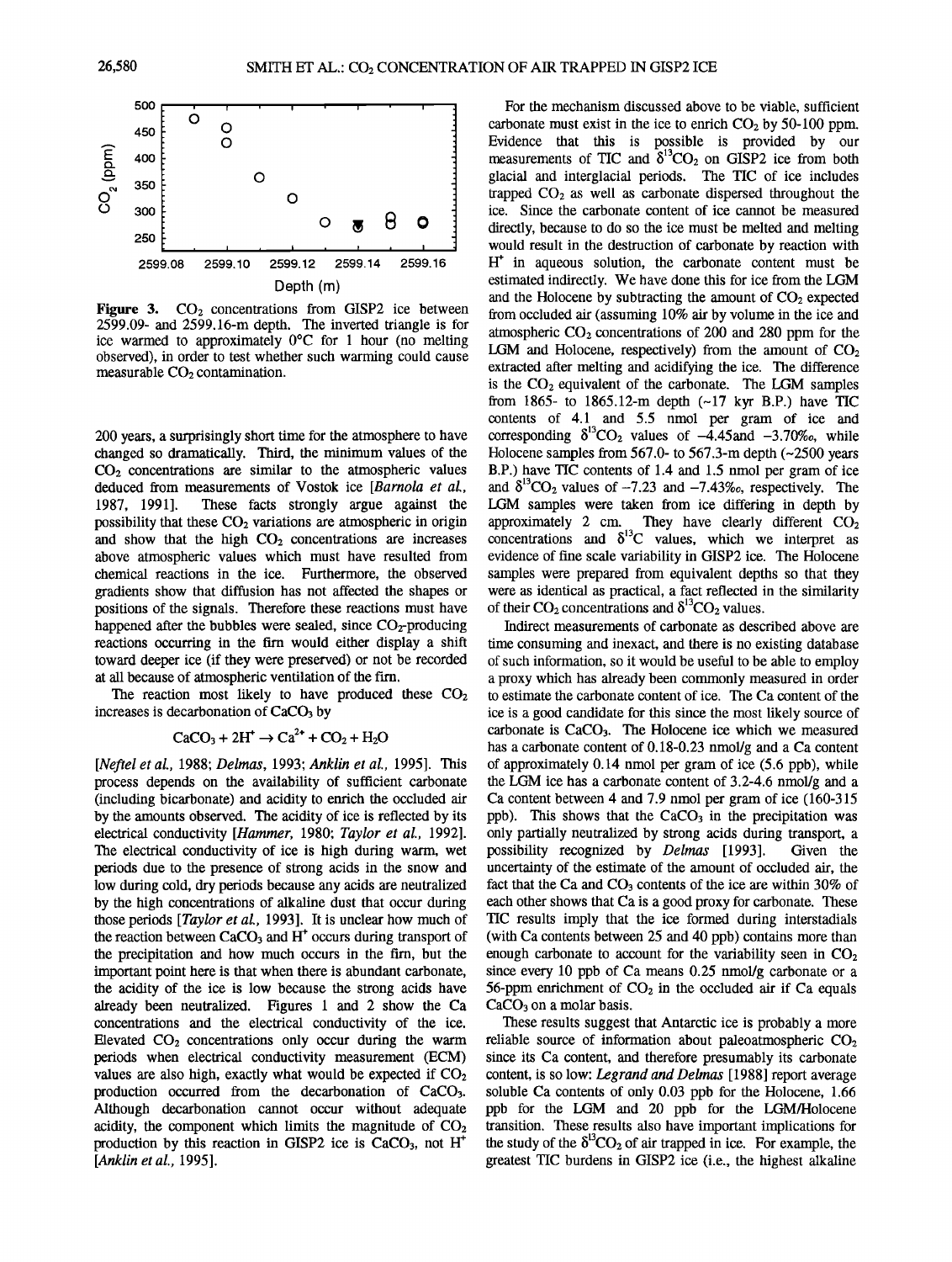**Figure 3.** $CO_2$ concentrations from GISP2 ice between 2599.09- and 2599.16-m depth. The inverted triangle is for ice warmed to approximately 0°C for 1 hour (no melting observed), in order to test whether such warming could cause measurable $CO_2$ contamination.

200 years, a surprisingly short time for the atmosphere to have changed so dramatically. Third, the minimum values of the $CO_2$ concentrations are similar to the atmospheric values deduced from measurements of Vostok ice [*Barnola et al.*, 1987, 1991]. These facts strongly argue against the possibility that these $CO_2$ variations are atmospheric in origin and show that the high $CO_2$ concentrations are increases above atmospheric values which must have resulted from chemical reactions in the ice. Furthermore, the observed gradients show that diffusion has not affected the shapes or positions of the signals. Therefore these reactions must have happened after the bubbles were sealed, since $CO_2$-producing reactions occurring in the firn would either display a shift toward deeper ice (if they were preserved) or not be recorded at all because of atmospheric ventilation of the firn.

The reaction most likely to have produced these $CO_2$ increases is decarbonation of $CaCO_3$ by

$$CaCO_3 + 2H^+ \rightarrow Ca^{2+} + CO_2 + H_2O$$

[*Neftel et al.*, 1988; *Delmas*, 1993; *Anklin et al.*, 1995]. This process depends on the availability of sufficient carbonate (including bicarbonate) and acidity to enrich the occluded air by the amounts observed. The acidity of ice is reflected by its electrical conductivity [*Hammer*, 1980; *Taylor et al.*, 1992]. The electrical conductivity of ice is high during warm, wet periods due to the presence of strong acids in the snow and low during cold, dry periods because any acids are neutralized by the high concentrations of alkaline dust that occur during those periods [*Taylor et al.*, 1993]. It is unclear how much of the reaction between $CaCO_3$ and $H^+$ occurs during transport of the precipitation and how much occurs in the firn, but the important point here is that when there is abundant carbonate, the acidity of the ice is low because the strong acids have already been neutralized. Figures 1 and 2 show the Ca concentrations and the electrical conductivity of the ice. Elevated $CO_2$ concentrations only occur during the warm periods when electrical conductivity measurement (ECM) values are also high, exactly what would be expected if $CO_2$ production occurred from the decarbonation of $CaCO_3$. Although decarbonation cannot occur without adequate acidity, the component which limits the magnitude of $CO_2$ production by this reaction in GISP2 ice is $CaCO_3$, not $H^+$ [*Anklin et al.*, 1995].

For the mechanism discussed above to be viable, sufficient carbonate must exist in the ice to enrich $CO_2$ by 50-100 ppm. Evidence that this is possible is provided by our measurements of TIC and $\delta^{13}CO_2$ on GISP2 ice from both glacial and interglacial periods. The TIC of ice includes trapped $CO_2$ as well as carbonate dispersed throughout the ice. Since the carbonate content of ice cannot be measured directly, because to do so the ice must be melted and melting would result in the destruction of carbonate by reaction with $H^+$ in aqueous solution, the carbonate content must be estimated indirectly. We have done this for ice from the LGM and the Holocene by subtracting the amount of $CO_2$ expected from occluded air (assuming 10% air by volume in the ice and atmospheric $CO_2$ concentrations of 200 and 280 ppm for the LGM and Holocene, respectively) from the amount of $CO_2$ extracted after melting and acidifying the ice. The difference is the $CO_2$ equivalent of the carbonate. The LGM samples from 1865- to 1865.12-m depth (~17 kyr B.P.) have TIC contents of 4.1 and 5.5 nmol per gram of ice and corresponding $\delta^{13}CO_2$ values of –4.45and –3.70‰, while Holocene samples from 567.0- to 567.3-m depth (~2500 years B.P.) have TIC contents of 1.4 and 1.5 nmol per gram of ice and $\delta^{13}CO_2$ values of –7.23 and –7.43‰, respectively. The LGM samples were taken from ice differing in depth by approximately 2 cm. They have clearly different $CO_2$ concentrations and $\delta^{13}C$ values, which we interpret as evidence of fine scale variability in GISP2 ice. The Holocene samples were prepared from equivalent depths so that they were as identical as practical, a fact reflected in the similarity of their $CO_2$ concentrations and $\delta^{13}CO_2$ values.

Indirect measurements of carbonate as described above are time consuming and inexact, and there is no existing database of such information, so it would be useful to be able to employ a proxy which has already been commonly measured in order to estimate the carbonate content of ice. The Ca content of the ice is a good candidate for this since the most likely source of carbonate is $CaCO_3$. The Holocene ice which we measured has a carbonate content of 0.18-0.23 nmol/g and a Ca content of approximately 0.14 nmol per gram of ice (5.6 ppb), while the LGM ice has a carbonate content of 3.2-4.6 nmol/g and a Ca content between 4 and 7.9 nmol per gram of ice (160-315 ppb). This shows that the $CaCO_3$ in the precipitation was only partially neutralized by strong acids during transport, a possibility recognized by *Delmas* [1993]. Given the uncertainty of the estimate of the amount of occluded air, the fact that the Ca and $CO_3$ contents of the ice are within 30% of each other shows that Ca is a good proxy for carbonate. These TIC results imply that the ice formed during interstadials (with Ca contents between 25 and 40 ppb) contains more than enough carbonate to account for the variability seen in $CO_2$ since every 10 ppb of Ca means 0.25 nmol/g carbonate or a 56-ppm enrichment of $CO_2$ in the occluded air if Ca equals $CaCO_3$ on a molar basis.

These results suggest that Antarctic ice is probably a more reliable source of information about paleoatmospheric $CO_2$ since its Ca content, and therefore presumably its carbonate content, is so low: *Legrand and Delmas* [1988] report average soluble Ca contents of only 0.03 ppb for the Holocene, 1.66 ppb for the LGM and 20 ppb for the LGM/Holocene transition. These results also have important implications for the study of the $\delta^{13}CO_2$ of air trapped in ice. For example, the greatest TIC burdens in GISP2 ice (i.e., the highest alkaline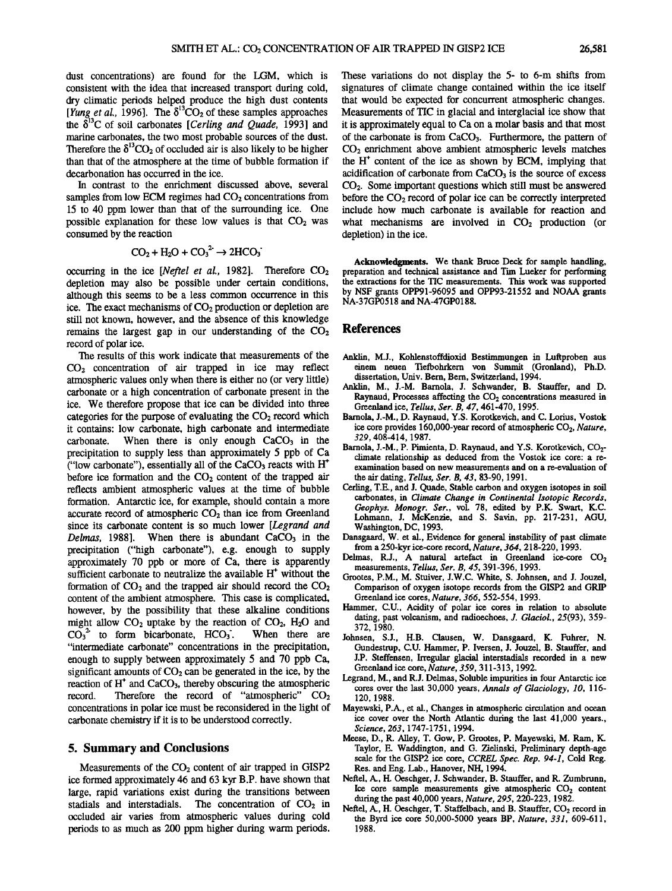dust concentrations) are found for the LGM, which is consistent with the idea that increased transport during cold, dry climatic periods helped produce the high dust contents [*Yung et al.*, 1996]. The $\delta^{13}CO_2$ of these samples approaches the $\delta^{13}C$ of soil carbonates [*Cerling and Quade*, 1993] and marine carbonates, the two most probable sources of the dust. Therefore the $\delta^{13}CO_2$ of occluded air is also likely to be higher than that of the atmosphere at the time of bubble formation if decarbonation has occurred in the ice.

In contrast to the enrichment discussed above, several samples from low ECM regimes had $CO_2$ concentrations from 15 to 40 ppm lower than that of the surrounding ice. One possible explanation for these low values is that $CO_2$ was consumed by the reaction

$$CO_2 + H_2O + CO_3^{2-} \rightarrow 2HCO_3^-$$

occurring in the ice [*Neftel et al.*, 1982]. Therefore $CO_2$ depletion may also be possible under certain conditions, although this seems to be a less common occurrence in this ice. The exact mechanisms of $CO_2$ production or depletion are still not known, however, and the absence of this knowledge remains the largest gap in our understanding of the $CO_2$ record of polar ice.

The results of this work indicate that measurements of the $CO_2$ concentration of air trapped in ice may reflect atmospheric values only when there is either no (or very little) carbonate or a high concentration of carbonate present in the ice. We therefore propose that ice can be divided into three categories for the purpose of evaluating the $CO_2$ record which it contains: low carbonate, high carbonate and intermediate carbonate. When there is only enough $CaCO_3$ in the precipitation to supply less than approximately 5 ppb of Ca ("low carbonate"), essentially all of the $CaCO_3$ reacts with $H^+$ before ice formation and the $CO_2$ content of the trapped air reflects ambient atmospheric values at the time of bubble formation. Antarctic ice, for example, should contain a more accurate record of atmospheric $CO_2$ than ice from Greenland since its carbonate content is so much lower [*Legrand and Delmas*, 1988]. When there is abundant $CaCO_3$ in the precipitation ("high carbonate"), e.g. enough to supply approximately 70 ppb or more of Ca, there is apparently sufficient carbonate to neutralize the available $H^+$ without the formation of $CO_2$ and the trapped air should record the $CO_2$ content of the ambient atmosphere. This case is complicated, however, by the possibility that these alkaline conditions might allow $CO_2$ uptake by the reaction of $CO_2$, $H_2O$ and $CO_3^{2-}$ to form bicarbonate, $HCO_3^-$. When there are "intermediate carbonate" concentrations in the precipitation, enough to supply between approximately 5 and 70 ppb Ca, significant amounts of $CO_2$ can be generated in the ice, by the reaction of $H^+$ and $CaCO_3$, thereby obscuring the atmospheric record. Therefore the record of "atmospheric" $CO_2$ concentrations in polar ice must be reconsidered in the light of carbonate chemistry if it is to be understood correctly.

## 5. Summary and Conclusions

Measurements of the $CO_2$ content of air trapped in GISP2 ice formed approximately 46 and 63 kyr B.P. have shown that large, rapid variations exist during the transitions between stadials and interstadials. The concentration of $CO_2$ in occluded air varies from atmospheric values during cold periods to as much as 200 ppm higher during warm periods. These variations do not display the 5- to 6-m shifts from signatures of climate change contained within the ice itself that would be expected for concurrent atmospheric changes. Measurements of TIC in glacial and interglacial ice show that it is approximately equal to Ca on a molar basis and that most of the carbonate is from $CaCO_3$. Furthermore, the pattern of $CO_2$ enrichment above ambient atmospheric levels matches the $H^+$ content of the ice as shown by ECM, implying that acidification of carbonate from $CaCO_3$ is the source of excess $CO_2$. Some important questions which still must be answered before the $CO_2$ record of polar ice can be correctly interpreted include how much carbonate is available for reaction and what mechanisms are involved in $CO_2$ production (or depletion) in the ice.

**Acknowledgments.** We thank Bruce Deck for sample handling, preparation and technical assistance and Tim Lueker for performing the extractions for the TIC measurements. This work was supported by NSF grants OPP91-96095 and OPP93-21552 and NOAA grants NA-37GP0518 and NA-47GP0188.

## References

Anklin, M.J., Kohlenstoffdioxid Bestimmungen in Luftproben aus einem neuen Tiefbohrkern von Summit (Gronland), Ph.D. dissertation, Univ. Bern, Bern, Switzerland, 1994.

Anklin, M., J.-M. Barnola, J. Schwander, B. Stauffer, and D. Raynaud, Processes affecting the $CO_2$ concentrations measured in Greenland ice, *Tellus, Ser. B, 47*, 461-470, 1995.

Barnola, J.-M., D. Raynaud, Y.S. Korotkevich, and C. Lorius, Vostok ice core provides 160,000-year record of atmospheric $CO_2$, *Nature, 329*, 408-414, 1987.

Barnola, J.-M., P. Pimienta, D. Raynaud, and Y.S. Korotkevich, $CO_2$-climate relationship as deduced from the Vostok ice core: a re-examination based on new measurements and on a re-evaluation of the air dating, *Tellus, Ser. B, 43*, 83-90, 1991.

Cerling, T.E., and J. Quade, Stable carbon and oxygen isotopes in soil carbonates, in *Climate Change in Continental Isotopic Records, Geophys. Monogr. Ser.*, vol. 78, edited by P.K. Swart, K.C. Lohmann, J. McKenzie, and S. Savin, pp. 217-231, AGU, Washington, DC, 1993.

Dansgaard, W. et al., Evidence for general instability of past climate from a 250-kyr ice-core record, *Nature, 364*, 218-220, 1993.

Delmas, R.J., A natural artefact in Greenland ice-core $CO_2$ measurements, *Tellus, Ser. B, 45*, 391-396, 1993.

Grootes, P.M., M. Stuiver, J.W.C. White, S. Johnsen, and J. Jouzel, Comparison of oxygen isotope records from the GISP2 and GRIP Greenland ice cores, *Nature, 366*, 552-554, 1993.

Hammer, C.U., Acidity of polar ice cores in relation to absolute dating, past volcanism, and radioechoes, *J. Glaciol., 25*(93), 359-372, 1980.

Johnsen, S.J., H.B. Clausen, W. Dansgaard, K. Fuhrer, N. Gundestrup, C.U. Hammer, P. Iversen, J. Jouzel, B. Stauffer, and J.P. Steffensen, Irregular glacial interstadials recorded in a new Greenland ice core, *Nature, 359*, 311-313, 1992.

Legrand, M., and R.J. Delmas, Soluble impurities in four Antarctic ice cores over the last 30,000 years, *Annals of Glaciology, 10*, 116-120, 1988.

Mayewski, P.A., et al., Changes in atmospheric circulation and ocean ice cover over the North Atlantic during the last 41,000 years., *Science, 263*, 1747-1751, 1994.

Meese, D., R. Alley, T. Gow, P. Grootes, P. Mayewski, M. Ram, K. Taylor, E. Waddington, and G. Zielinski, Preliminary depth-age scale for the GISP2 ice core, *CCREL Spec. Rep. 94-1*, Cold Reg. Res. and Eng. Lab., Hanover, NH, 1994.

Neftel, A., H. Oeschger, J. Schwander, B. Stauffer, and R. Zumbrunn, Ice core sample measurements give atmospheric $CO_2$ content during the past 40,000 years, *Nature, 295*, 220-223, 1982.

Neftel, A., H. Oeschger, T. Staffelbach, and B. Stauffer, $CO_2$ record in the Byrd ice core 50,000-5000 years BP, *Nature, 331*, 609-611, 1988.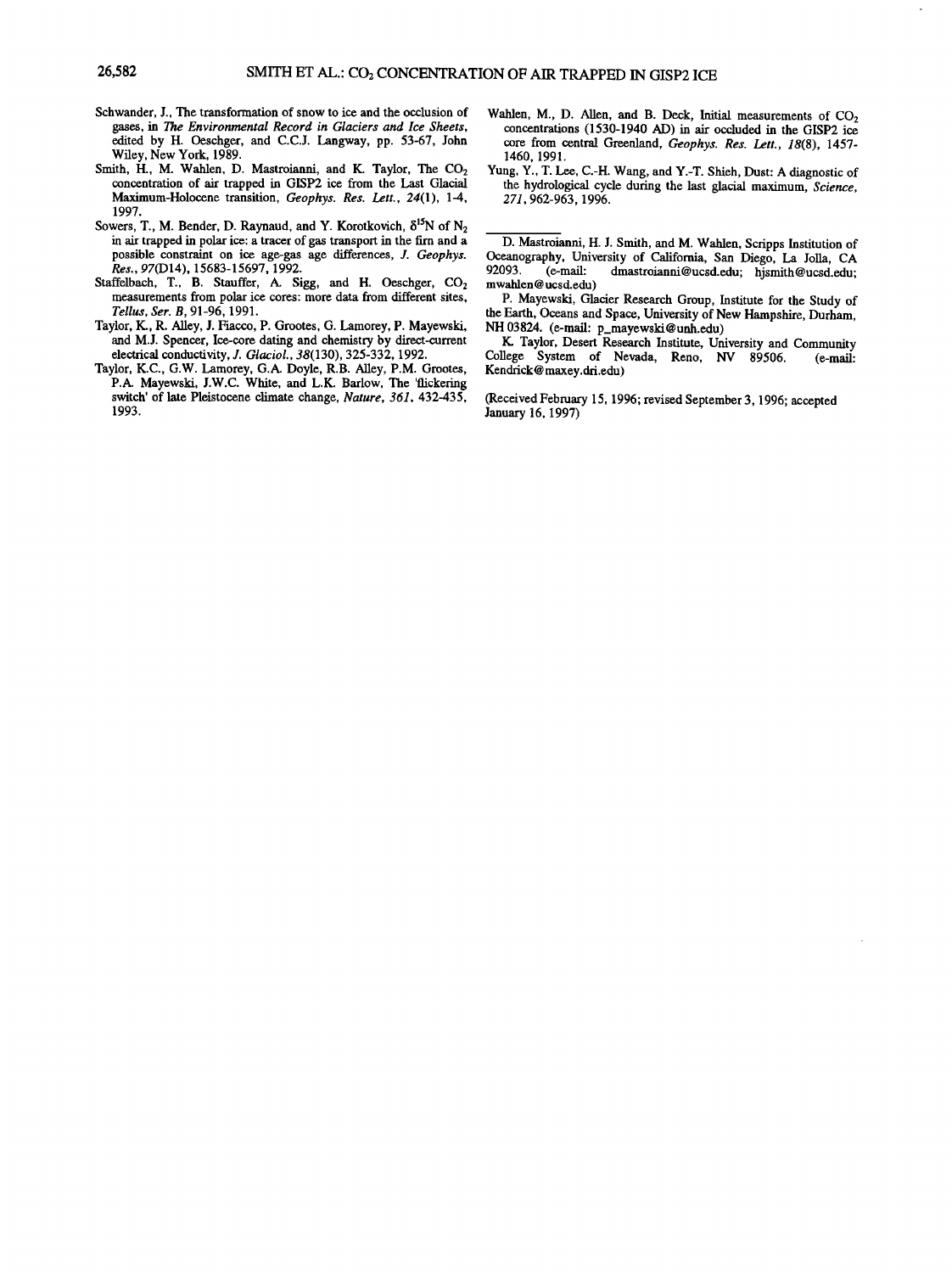Schwander, J., The transformation of snow to ice and the occlusion of gases, in *The Environmental Record in Glaciers and Ice Sheets*, edited by H. Oeschger, and C.C.J. Langway, pp. 53-67, John Wiley, New York, 1989.

Smith, H., M. Wahlen, D. Mastroianni, and K. Taylor, The $CO_2$ concentration of air trapped in GISP2 ice from the Last Glacial Maximum-Holocene transition, *Geophys. Res. Lett.*, *24*(1), 1-4, 1997.

Sowers, T., M. Bender, D. Raynaud, and Y. Korotkovich, $\delta^{15}N$ of $N_2$ in air trapped in polar ice: a tracer of gas transport in the firn and a possible constraint on ice age-gas age differences, *J. Geophys. Res.*, *97*(D14), 15683-15697, 1992.

Staffelbach, T., B. Stauffer, A. Sigg, and H. Oeschger, $CO_2$ measurements from polar ice cores: more data from different sites, *Tellus, Ser. B*, 91-96, 1991.

Taylor, K., R. Alley, J. Fiacco, P. Grootes, G. Lamorey, P. Mayewski, and M.J. Spencer, Ice-core dating and chemistry by direct-current electrical conductivity, *J. Glaciol.*, *38*(130), 325-332, 1992.

Taylor, K.C., G.W. Lamorey, G.A. Doyle, R.B. Alley, P.M. Grootes, P.A. Mayewski, J.W.C. White, and L.K. Barlow, The 'flickering switch' of late Pleistocene climate change, *Nature*, *361*, 432-435, 1993.

Wahlen, M., D. Allen, and B. Deck, Initial measurements of $CO_2$ concentrations (1530-1940 AD) in air occluded in the GISP2 ice core from central Greenland, *Geophys. Res. Lett.*, *18*(8), 1457-1460, 1991.

Yung, Y., T. Lee, C.-H. Wang, and Y.-T. Shieh, Dust: A diagnostic of the hydrological cycle during the last glacial maximum, *Science*, *271*, 962-963, 1996.

---

D. Mastroianni, H. J. Smith, and M. Wahlen, Scripps Institution of Oceanography, University of California, San Diego, La Jolla, CA 92093. (e-mail: dmastroianni@ucsd.edu; hjsmith@ucsd.edu; mwahlen@ucsd.edu)

P. Mayewski, Glacier Research Group, Institute for the Study of the Earth, Oceans and Space, University of New Hampshire, Durham, NH 03824. (e-mail: p_mayewski@unh.edu)

K. Taylor, Desert Research Institute, University and Community College System of Nevada, Reno, NV 89506. (e-mail: Kendrick@maxey.dri.edu)

(Received February 15, 1996; revised September 3, 1996; accepted January 16, 1997)